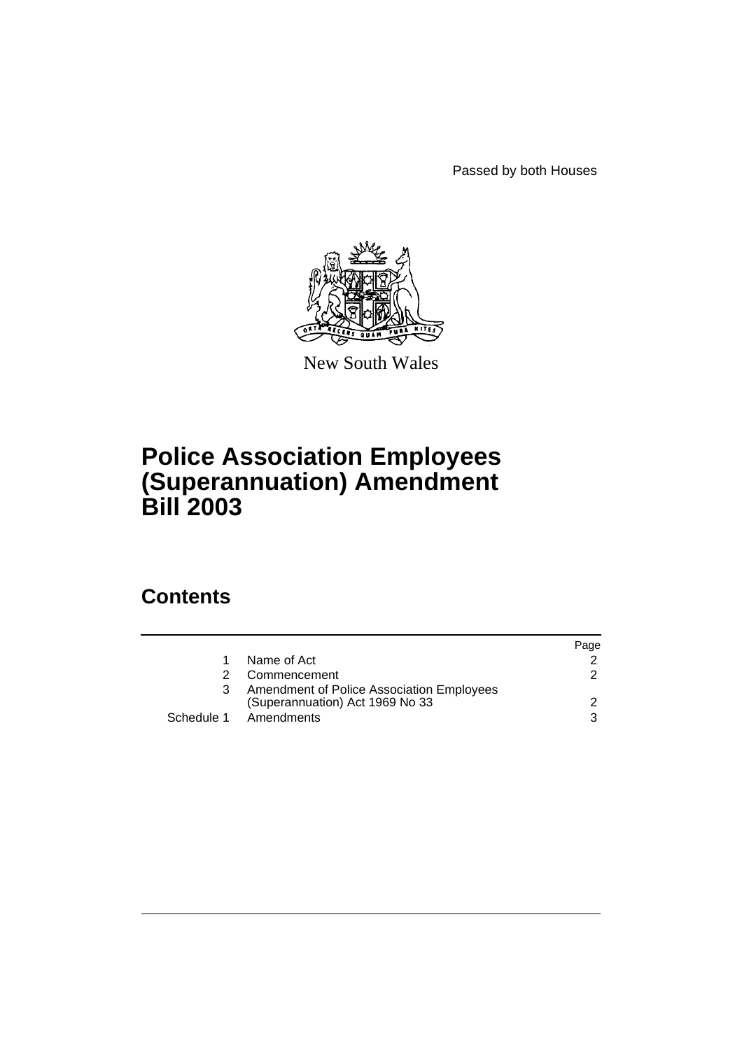Passed by both Houses

New South Wales

# Police Association Employees (Superannuation) Amendment Bill 2003

## Contents

| | | Page |
|---|---|---|
| 1 | Name of Act | 2 |
| 2 | Commencement | 2 |
| 3 | Amendment of Police Association Employees (Superannuation) Act 1969 No 33 | 2 |
| Schedule 1 | Amendments | 3 |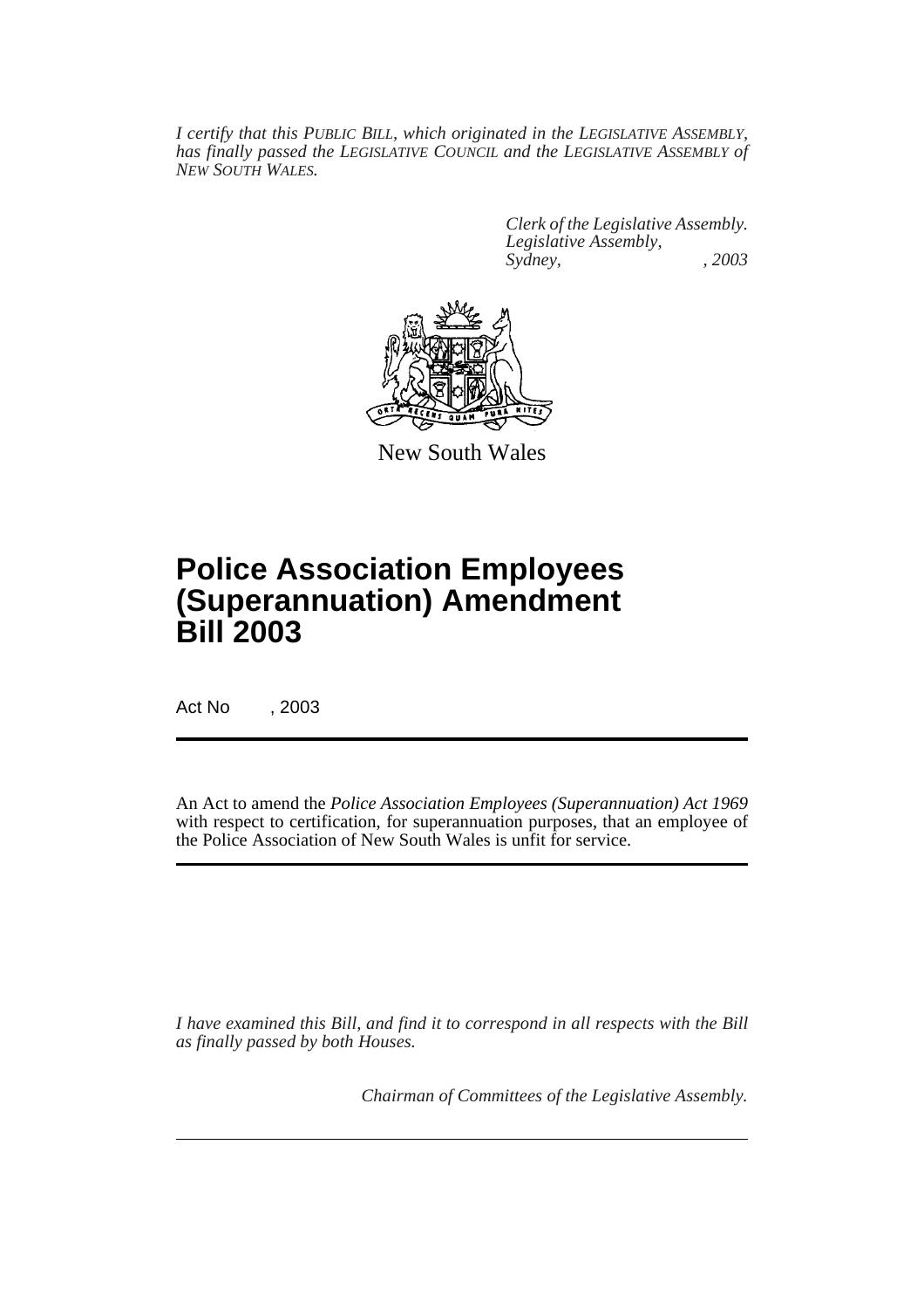*I certify that this PUBLIC BILL, which originated in the LEGISLATIVE ASSEMBLY, has finally passed the LEGISLATIVE COUNCIL and the LEGISLATIVE ASSEMBLY of NEW SOUTH WALES.*

*Clerk of the Legislative Assembly.*
*Legislative Assembly,*
*Sydney, , 2003*

New South Wales

# Police Association Employees (Superannuation) Amendment Bill 2003

Act No , 2003

An Act to amend the *Police Association Employees (Superannuation) Act 1969* with respect to certification, for superannuation purposes, that an employee of the Police Association of New South Wales is unfit for service.

*I have examined this Bill, and find it to correspond in all respects with the Bill as finally passed by both Houses.*

*Chairman of Committees of the Legislative Assembly.*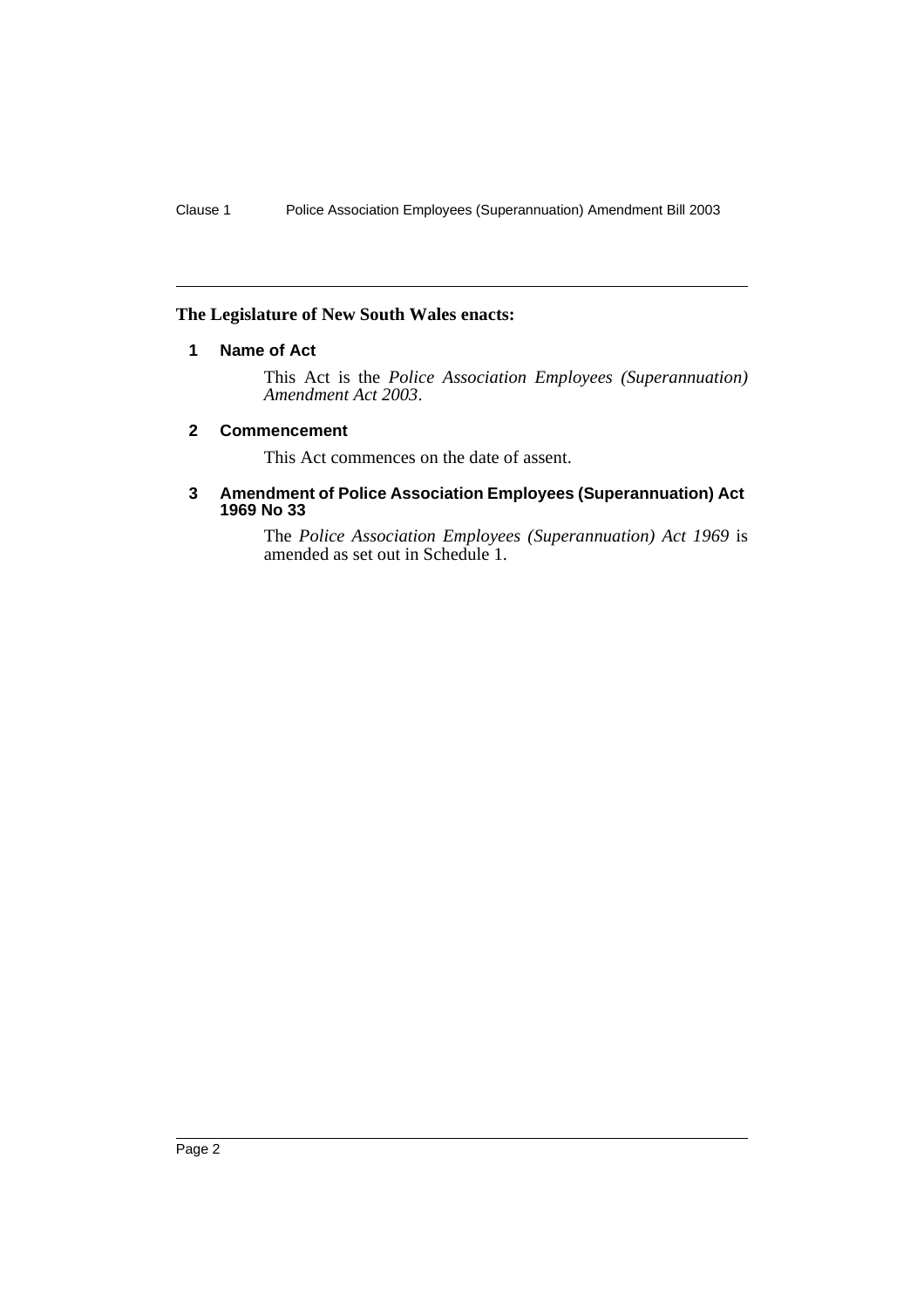**The Legislature of New South Wales enacts:**

### 1 Name of Act

This Act is the *Police Association Employees (Superannuation) Amendment Act 2003*.

### 2 Commencement

This Act commences on the date of assent.

### 3 Amendment of Police Association Employees (Superannuation) Act 1969 No 33

The *Police Association Employees (Superannuation) Act 1969* is amended as set out in Schedule 1.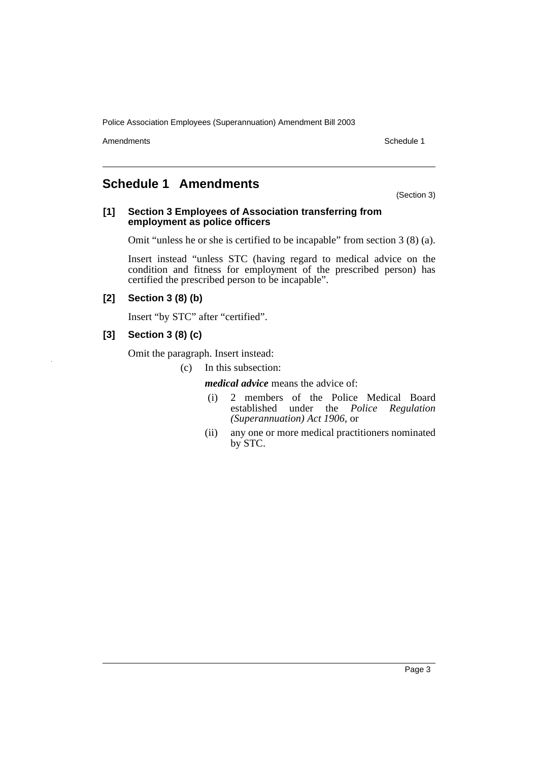# Schedule 1 Amendments

(Section 3)

### [1] Section 3 Employees of Association transferring from employment as police officers

Omit "unless he or she is certified to be incapable" from section 3 (8) (a).

Insert instead "unless STC (having regard to medical advice on the condition and fitness for employment of the prescribed person) has certified the prescribed person to be incapable".

### [2] Section 3 (8) (b)

Insert "by STC" after "certified".

### [3] Section 3 (8) (c)

Omit the paragraph. Insert instead:

(c) In this subsection:

***medical advice*** means the advice of:

(i) 2 members of the Police Medical Board established under the *Police Regulation (Superannuation) Act 1906*, or

(ii) any one or more medical practitioners nominated by STC.